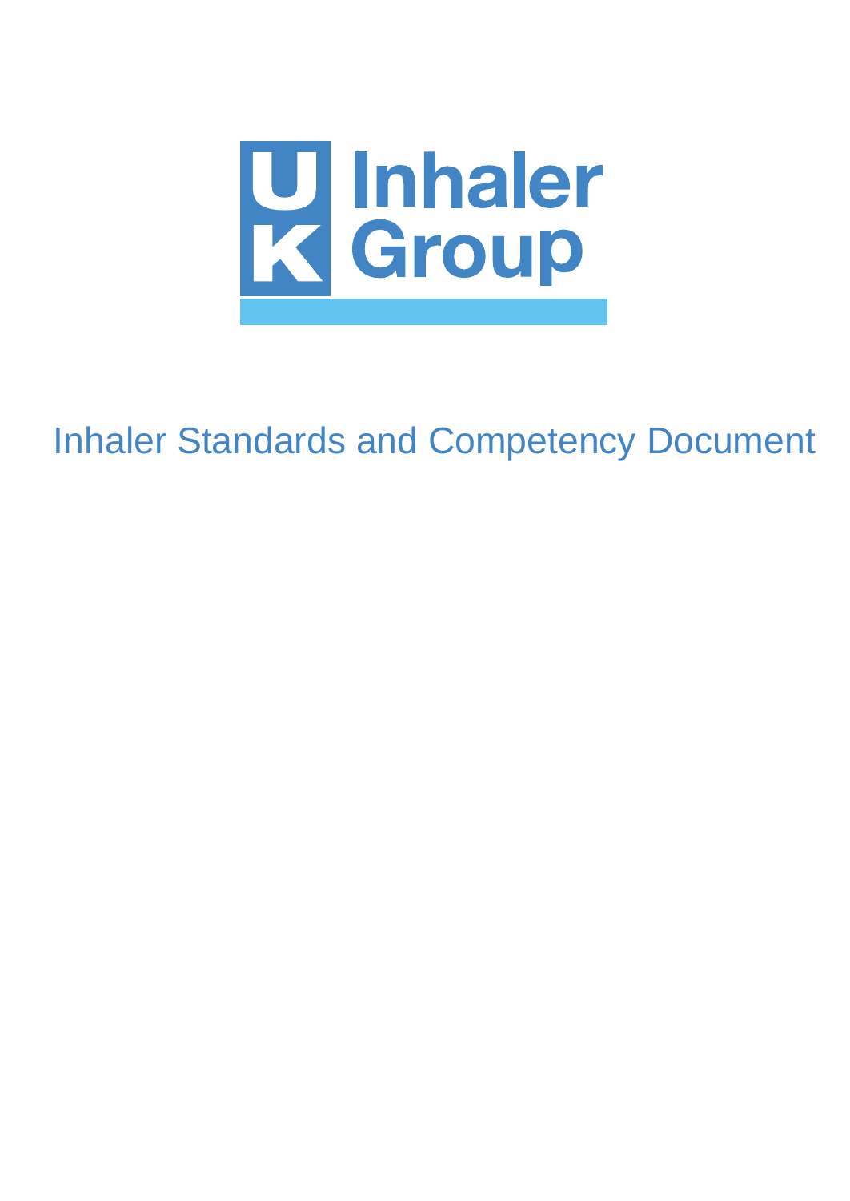UK Inhaler Group

# Inhaler Standards and Competency Document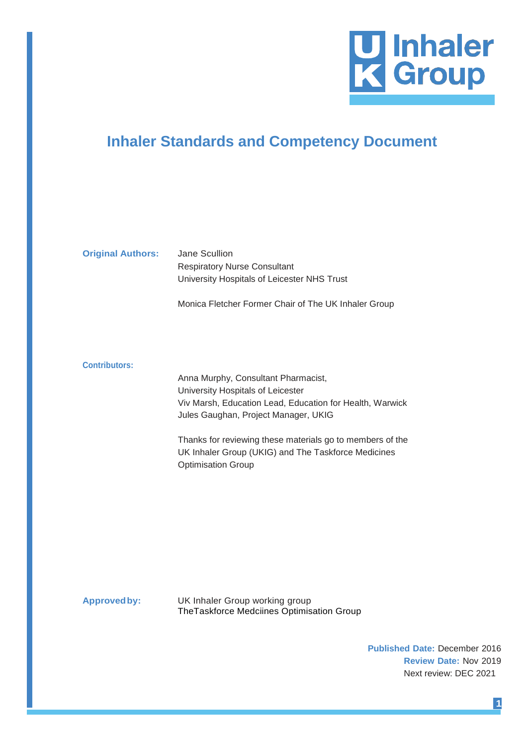UK Inhaler Group

# Inhaler Standards and Competency Document

**Original Authors:** Jane Scullion
Respiratory Nurse Consultant
University Hospitals of Leicester NHS Trust

Monica Fletcher Former Chair of The UK Inhaler Group

**Contributors:**

Anna Murphy, Consultant Pharmacist,
University Hospitals of Leicester
Viv Marsh, Education Lead, Education for Health, Warwick
Jules Gaughan, Project Manager, UKIG

Thanks for reviewing these materials go to members of the UK Inhaler Group (UKIG) and The Taskforce Medicines Optimisation Group

**Approved by:** UK Inhaler Group working group
TheTaskforce Medciines Optimisation Group

**Published Date:** December 2016
**Review Date:** Nov 2019
Next review: DEC 2021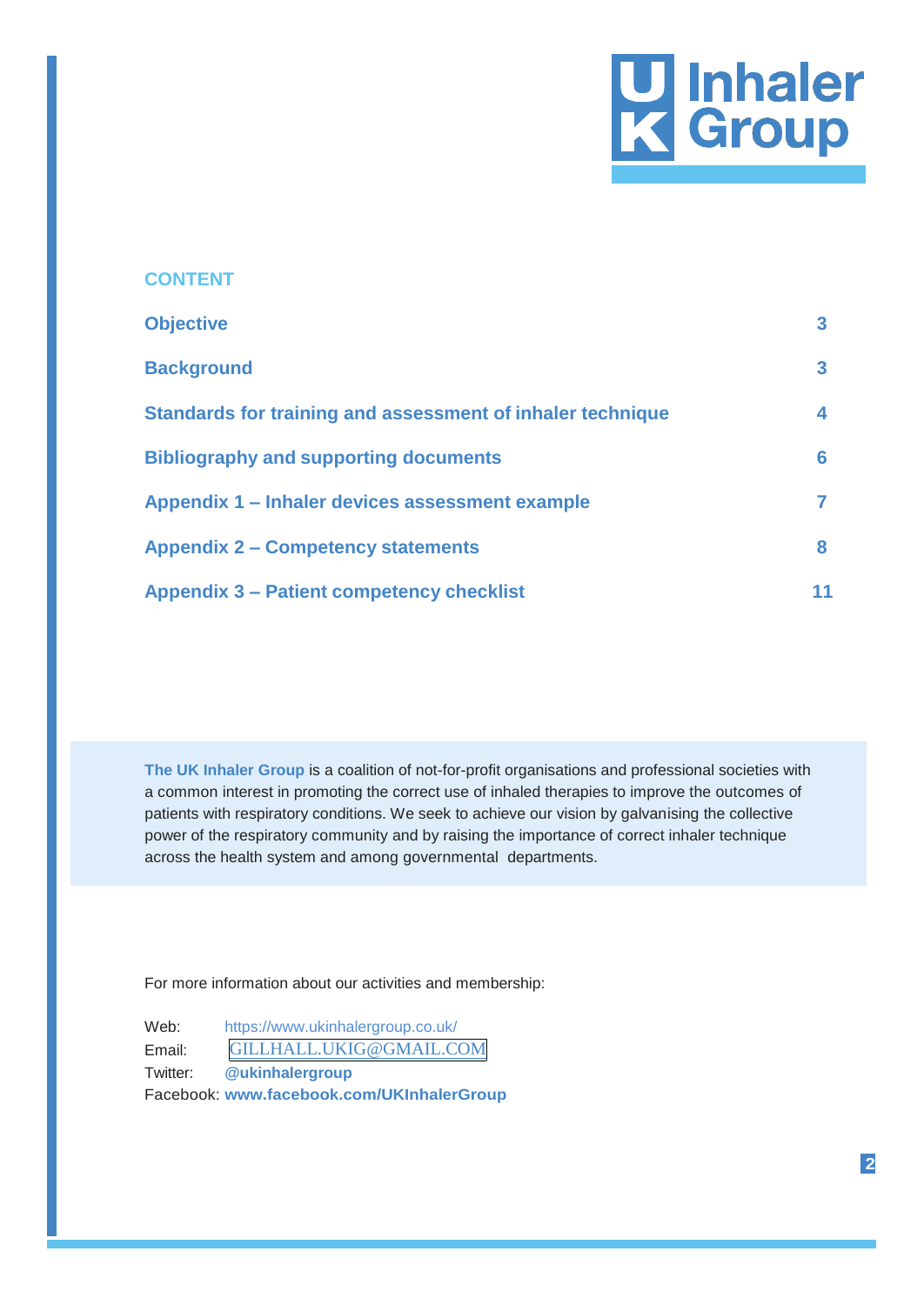# UK Inhaler Group

## CONTENT

| | |
|---|---|
| **Objective** | **3** |
| **Background** | **3** |
| **Standards for training and assessment of inhaler technique** | **4** |
| **Bibliography and supporting documents** | **6** |
| **Appendix 1 – Inhaler devices assessment example** | **7** |
| **Appendix 2 – Competency statements** | **8** |
| **Appendix 3 – Patient competency checklist** | **11** |

**The UK Inhaler Group** is a coalition of not-for-profit organisations and professional societies with a common interest in promoting the correct use of inhaled therapies to improve the outcomes of patients with respiratory conditions. We seek to achieve our vision by galvanising the collective power of the respiratory community and by raising the importance of correct inhaler technique across the health system and among governmental departments.

For more information about our activities and membership:

Web: https://www.ukinhalergroup.co.uk/
Email: GILLHALL.UKIG@GMAIL.COM
Twitter: **@ukinhalergroup**
Facebook: **www.facebook.com/UKInhalerGroup**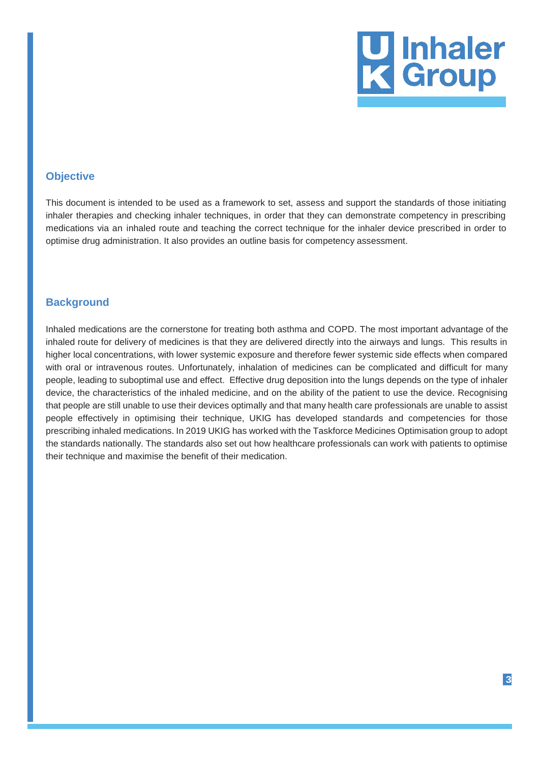## Objective

This document is intended to be used as a framework to set, assess and support the standards of those initiating inhaler therapies and checking inhaler techniques, in order that they can demonstrate competency in prescribing medications via an inhaled route and teaching the correct technique for the inhaler device prescribed in order to optimise drug administration. It also provides an outline basis for competency assessment.

## Background

Inhaled medications are the cornerstone for treating both asthma and COPD. The most important advantage of the inhaled route for delivery of medicines is that they are delivered directly into the airways and lungs. This results in higher local concentrations, with lower systemic exposure and therefore fewer systemic side effects when compared with oral or intravenous routes. Unfortunately, inhalation of medicines can be complicated and difficult for many people, leading to suboptimal use and effect. Effective drug deposition into the lungs depends on the type of inhaler device, the characteristics of the inhaled medicine, and on the ability of the patient to use the device. Recognising that people are still unable to use their devices optimally and that many health care professionals are unable to assist people effectively in optimising their technique, UKIG has developed standards and competencies for those prescribing inhaled medications. In 2019 UKIG has worked with the Taskforce Medicines Optimisation group to adopt the standards nationally. The standards also set out how healthcare professionals can work with patients to optimise their technique and maximise the benefit of their medication.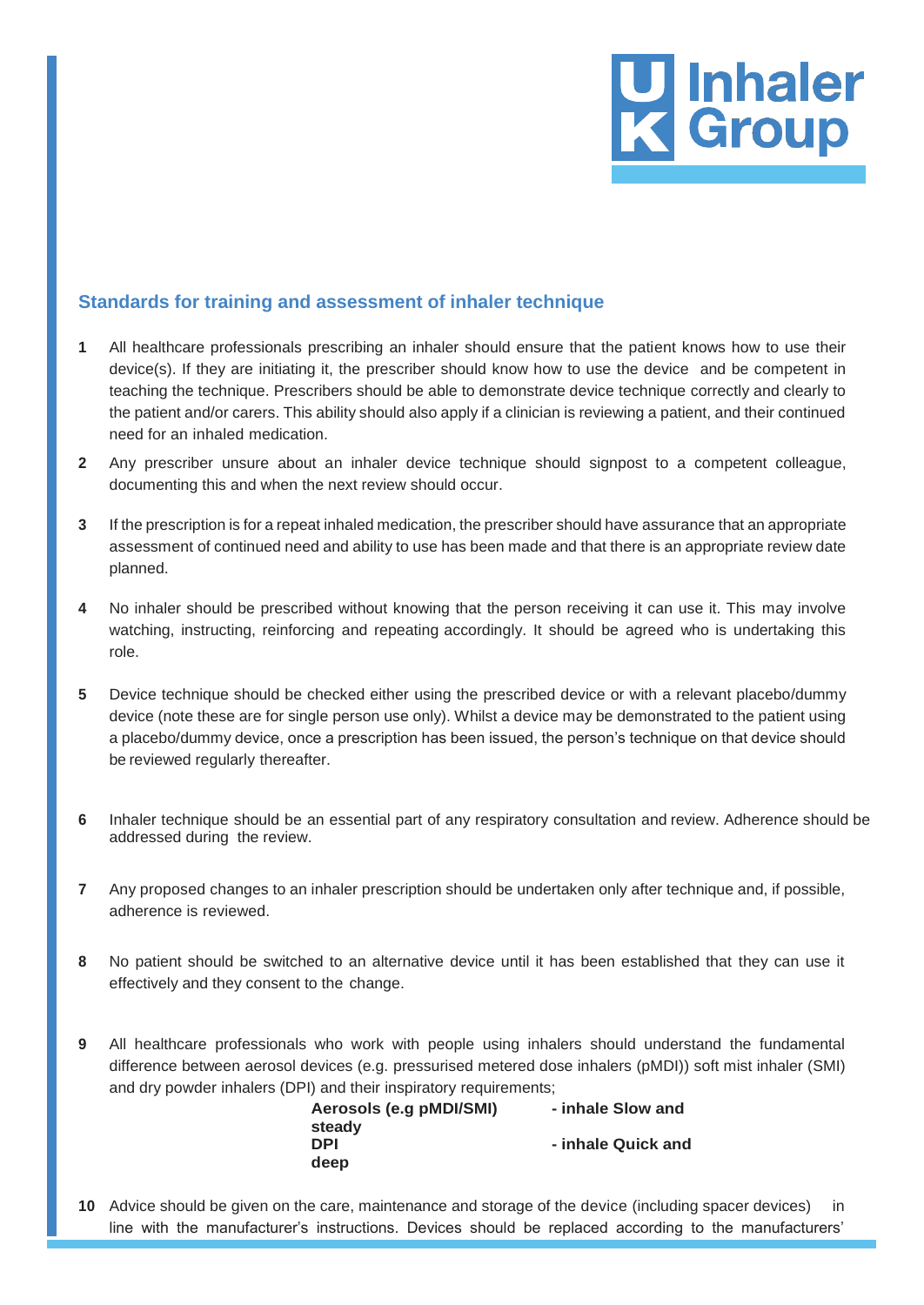## Standards for training and assessment of inhaler technique

1. All healthcare professionals prescribing an inhaler should ensure that the patient knows how to use their device(s). If they are initiating it, the prescriber should know how to use the device and be competent in teaching the technique. Prescribers should be able to demonstrate device technique correctly and clearly to the patient and/or carers. This ability should also apply if a clinician is reviewing a patient, and their continued need for an inhaled medication.

2. Any prescriber unsure about an inhaler device technique should signpost to a competent colleague, documenting this and when the next review should occur.

3. If the prescription is for a repeat inhaled medication, the prescriber should have assurance that an appropriate assessment of continued need and ability to use has been made and that there is an appropriate review date planned.

4. No inhaler should be prescribed without knowing that the person receiving it can use it. This may involve watching, instructing, reinforcing and repeating accordingly. It should be agreed who is undertaking this role.

5. Device technique should be checked either using the prescribed device or with a relevant placebo/dummy device (note these are for single person use only). Whilst a device may be demonstrated to the patient using a placebo/dummy device, once a prescription has been issued, the person's technique on that device should be reviewed regularly thereafter.

6. Inhaler technique should be an essential part of any respiratory consultation and review. Adherence should be addressed during the review.

7. Any proposed changes to an inhaler prescription should be undertaken only after technique and, if possible, adherence is reviewed.

8. No patient should be switched to an alternative device until it has been established that they can use it effectively and they consent to the change.

9. All healthcare professionals who work with people using inhalers should understand the fundamental difference between aerosol devices (e.g. pressurised metered dose inhalers (pMDI)) soft mist inhaler (SMI) and dry powder inhalers (DPI) and their inspiratory requirements;

   **Aerosols (e.g pMDI/SMI) - inhale Slow and steady**
   **DPI - inhale Quick and deep**

10. Advice should be given on the care, maintenance and storage of the device (including spacer devices) in line with the manufacturer's instructions. Devices should be replaced according to the manufacturers'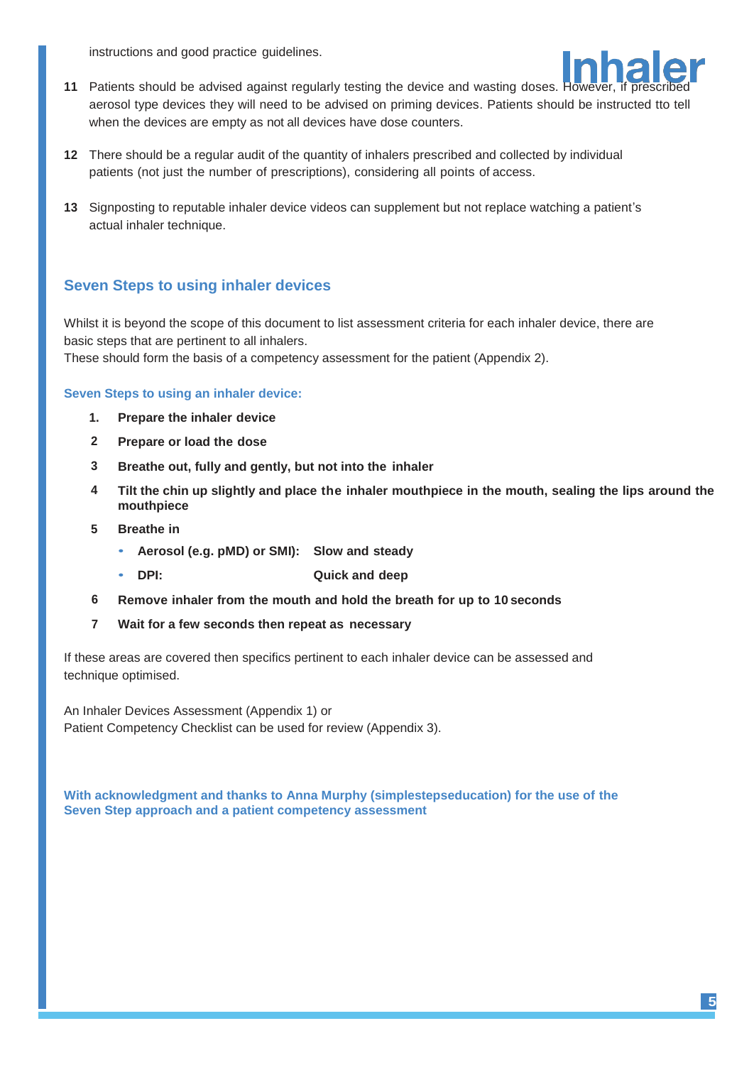instructions and good practice guidelines.

11 Patients should be advised against regularly testing the device and wasting doses. However, if prescribed aerosol type devices they will need to be advised on priming devices. Patients should be instructed tto tell when the devices are empty as not all devices have dose counters.

12 There should be a regular audit of the quantity of inhalers prescribed and collected by individual patients (not just the number of prescriptions), considering all points of access.

13 Signposting to reputable inhaler device videos can supplement but not replace watching a patient's actual inhaler technique.

## Seven Steps to using inhaler devices

Whilst it is beyond the scope of this document to list assessment criteria for each inhaler device, there are basic steps that are pertinent to all inhalers.
These should form the basis of a competency assessment for the patient (Appendix 2).

### Seven Steps to using an inhaler device:

1. **Prepare the inhaler device**
2. **Prepare or load the dose**
3. **Breathe out, fully and gently, but not into the inhaler**
4. **Tilt the chin up slightly and place the inhaler mouthpiece in the mouth, sealing the lips around the mouthpiece**
5. **Breathe in**
   - **Aerosol (e.g. pMD) or SMI): Slow and steady**
   - **DPI: Quick and deep**
6. **Remove inhaler from the mouth and hold the breath for up to 10 seconds**
7. **Wait for a few seconds then repeat as necessary**

If these areas are covered then specifics pertinent to each inhaler device can be assessed and technique optimised.

An Inhaler Devices Assessment (Appendix 1) or
Patient Competency Checklist can be used for review (Appendix 3).

**With acknowledgment and thanks to Anna Murphy (simplestepseducation) for the use of the Seven Step approach and a patient competency assessment**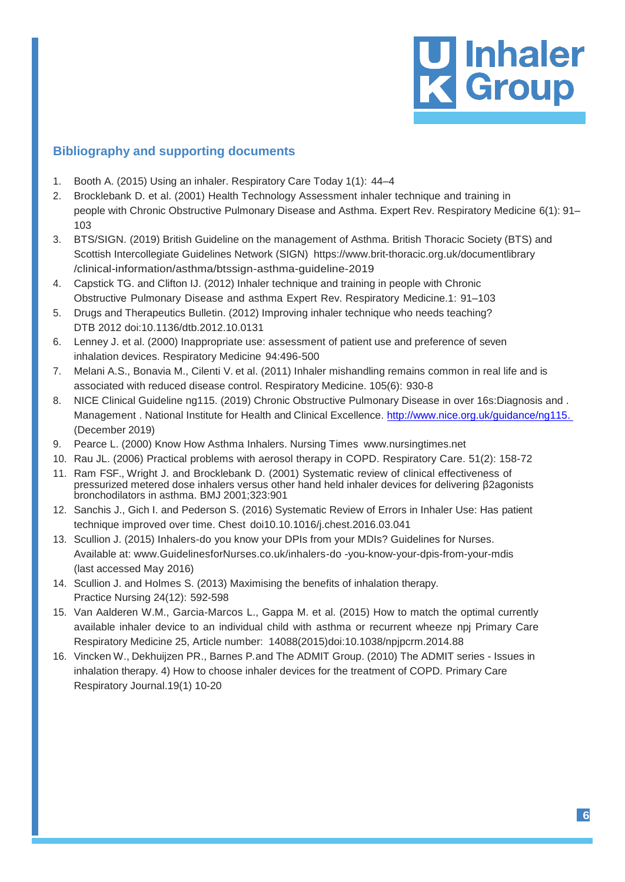## Bibliography and supporting documents

1. Booth A. (2015) Using an inhaler. Respiratory Care Today 1(1): 44–4
2. Brocklebank D. et al. (2001) Health Technology Assessment inhaler technique and training in people with Chronic Obstructive Pulmonary Disease and Asthma. Expert Rev. Respiratory Medicine 6(1): 91–103
3. BTS/SIGN. (2019) British Guideline on the management of Asthma. British Thoracic Society (BTS) and Scottish Intercollegiate Guidelines Network (SIGN) https://www.brit-thoracic.org.uk/documentlibrary /clinical-information/asthma/btssign-asthma-guideline-2019
4. Capstick TG. and Clifton IJ. (2012) Inhaler technique and training in people with Chronic Obstructive Pulmonary Disease and asthma Expert Rev. Respiratory Medicine.1: 91–103
5. Drugs and Therapeutics Bulletin. (2012) Improving inhaler technique who needs teaching? DTB 2012 doi:10.1136/dtb.2012.10.0131
6. Lenney J. et al. (2000) Inappropriate use: assessment of patient use and preference of seven inhalation devices. Respiratory Medicine 94:496-500
7. Melani A.S., Bonavia M., Cilenti V. et al. (2011) Inhaler mishandling remains common in real life and is associated with reduced disease control. Respiratory Medicine. 105(6): 930-8
8. NICE Clinical Guideline ng115. (2019) Chronic Obstructive Pulmonary Disease in over 16s:Diagnosis and . Management . National Institute for Health and Clinical Excellence. http://www.nice.org.uk/guidance/ng115. (December 2019)
9. Pearce L. (2000) Know How Asthma Inhalers. Nursing Times www.nursingtimes.net
10. Rau JL. (2006) Practical problems with aerosol therapy in COPD. Respiratory Care. 51(2): 158-72
11. Ram FSF., Wright J. and Brocklebank D. (2001) Systematic review of clinical effectiveness of pressurized metered dose inhalers versus other hand held inhaler devices for delivering β2agonists bronchodilators in asthma. BMJ 2001;323:901
12. Sanchis J., Gich I. and Pederson S. (2016) Systematic Review of Errors in Inhaler Use: Has patient technique improved over time. Chest doi10.10.1016/j.chest.2016.03.041
13. Scullion J. (2015) Inhalers-do you know your DPIs from your MDIs? Guidelines for Nurses. Available at: www.GuidelinesforNurses.co.uk/inhalers-do -you-know-your-dpis-from-your-mdis (last accessed May 2016)
14. Scullion J. and Holmes S. (2013) Maximising the benefits of inhalation therapy. Practice Nursing 24(12): 592-598
15. Van Aalderen W.M., Garcia-Marcos L., Gappa M. et al. (2015) How to match the optimal currently available inhaler device to an individual child with asthma or recurrent wheeze npj Primary Care Respiratory Medicine 25, Article number: 14088(2015)doi:10.1038/npjpcrm.2014.88
16. Vincken W., Dekhuijzen PR., Barnes P.and The ADMIT Group. (2010) The ADMIT series - Issues in inhalation therapy. 4) How to choose inhaler devices for the treatment of COPD. Primary Care Respiratory Journal.19(1) 10-20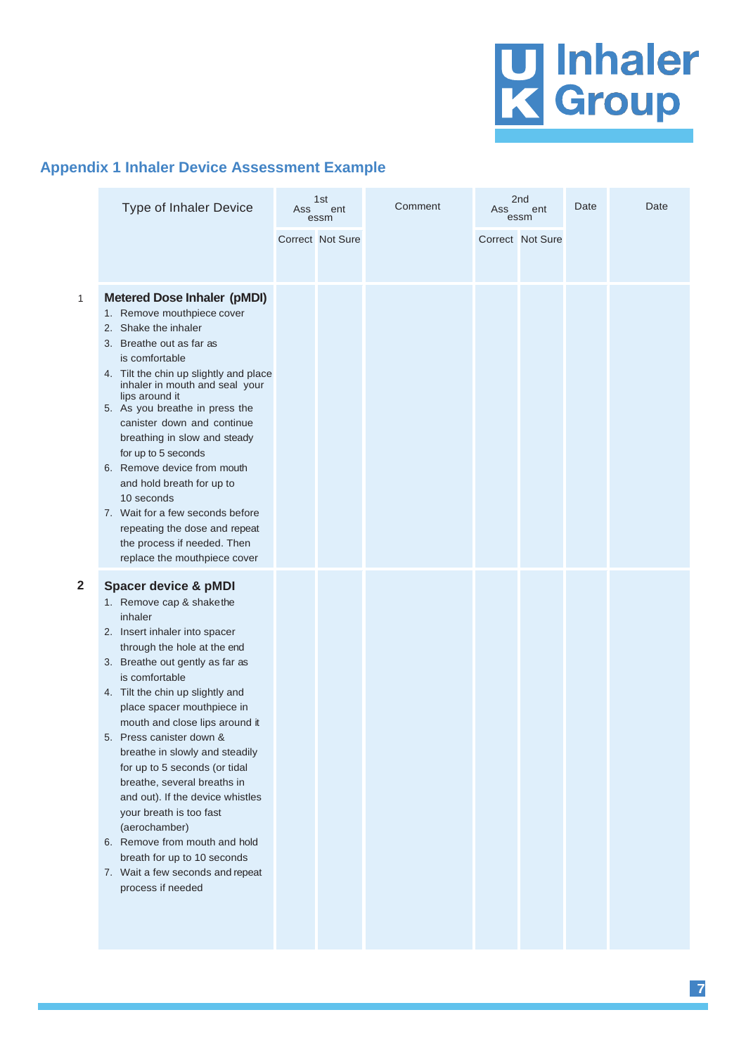## Appendix 1 Inhaler Device Assessment Example

| | Type of Inhaler Device | 1st Assessment | | Comment | 2nd Assessment | | Date | Date |
|---|---|---|---|---|---|---|---|---|
| | | Correct | Not Sure | | Correct | Not Sure | | |
| 1 | **Metered Dose Inhaler (pMDI)**<br>1. Remove mouthpiece cover<br>2. Shake the inhaler<br>3. Breathe out as far as is comfortable<br>4. Tilt the chin up slightly and place inhaler in mouth and seal your lips around it<br>5. As you breathe in press the canister down and continue breathing in slow and steady for up to 5 seconds<br>6. Remove device from mouth and hold breath for up to 10 seconds<br>7. Wait for a few seconds before repeating the dose and repeat the process if needed. Then replace the mouthpiece cover | | | | | | | |
| **2** | **Spacer device & pMDI**<br>1. Remove cap & shake the inhaler<br>2. Insert inhaler into spacer through the hole at the end<br>3. Breathe out gently as far as is comfortable<br>4. Tilt the chin up slightly and place spacer mouthpiece in mouth and close lips around it<br>5. Press canister down & breathe in slowly and steadily for up to 5 seconds (or tidal breathe, several breaths in and out). If the device whistles your breath is too fast (aerochamber)<br>6. Remove from mouth and hold breath for up to 10 seconds<br>7. Wait a few seconds and repeat process if needed | | | | | | | |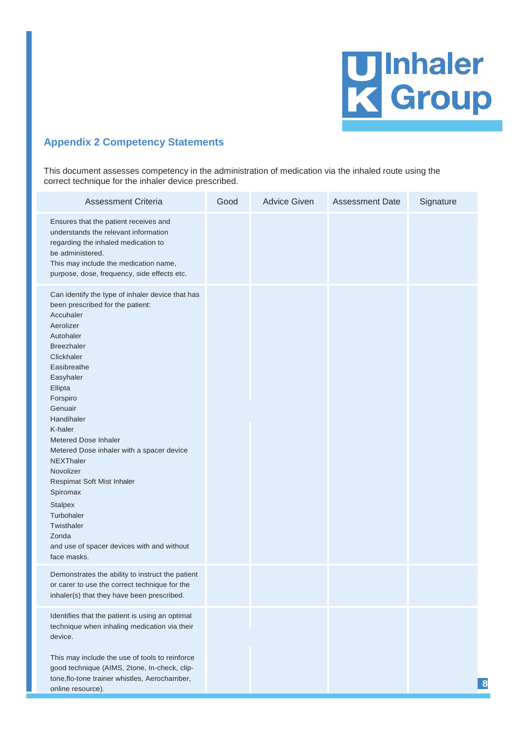## Appendix 2 Competency Statements

This document assesses competency in the administration of medication via the inhaled route using the correct technique for the inhaler device prescribed.

| Assessment Criteria | Good | Advice Given | Assessment Date | Signature |
|---|---|---|---|---|
| Ensures that the patient receives and understands the relevant information regarding the inhaled medication to be administered.<br>This may include the medication name, purpose, dose, frequency, side effects etc. | | | | |
| Can identify the type of inhaler device that has been prescribed for the patient:<br>Accuhaler<br>Aerolizer<br>Autohaler<br>Breezhaler<br>Clickhaler<br>Easibreathe<br>Easyhaler<br>Ellipta<br>Forspiro<br>Genuair<br>Handihaler<br>K-haler<br>Metered Dose Inhaler<br>Metered Dose inhaler with a spacer device<br>NEXThaler<br>Novolizer<br>Respimat Soft Mist Inhaler<br>Spiromax<br>Stalpex<br>Turbohaler<br>Twisthaler<br>Zonda<br>and use of spacer devices with and without face masks. | | | | |
| Demonstrates the ability to instruct the patient or carer to use the correct technique for the inhaler(s) that they have been prescribed. | | | | |
| Identifies that the patient is using an optimal technique when inhaling medication via their device.<br><br>This may include the use of tools to reinforce good technique (AIMS, 2tone, In-check, clip-tone,flo-tone trainer whistles, Aerochamber, online resource). | | | | |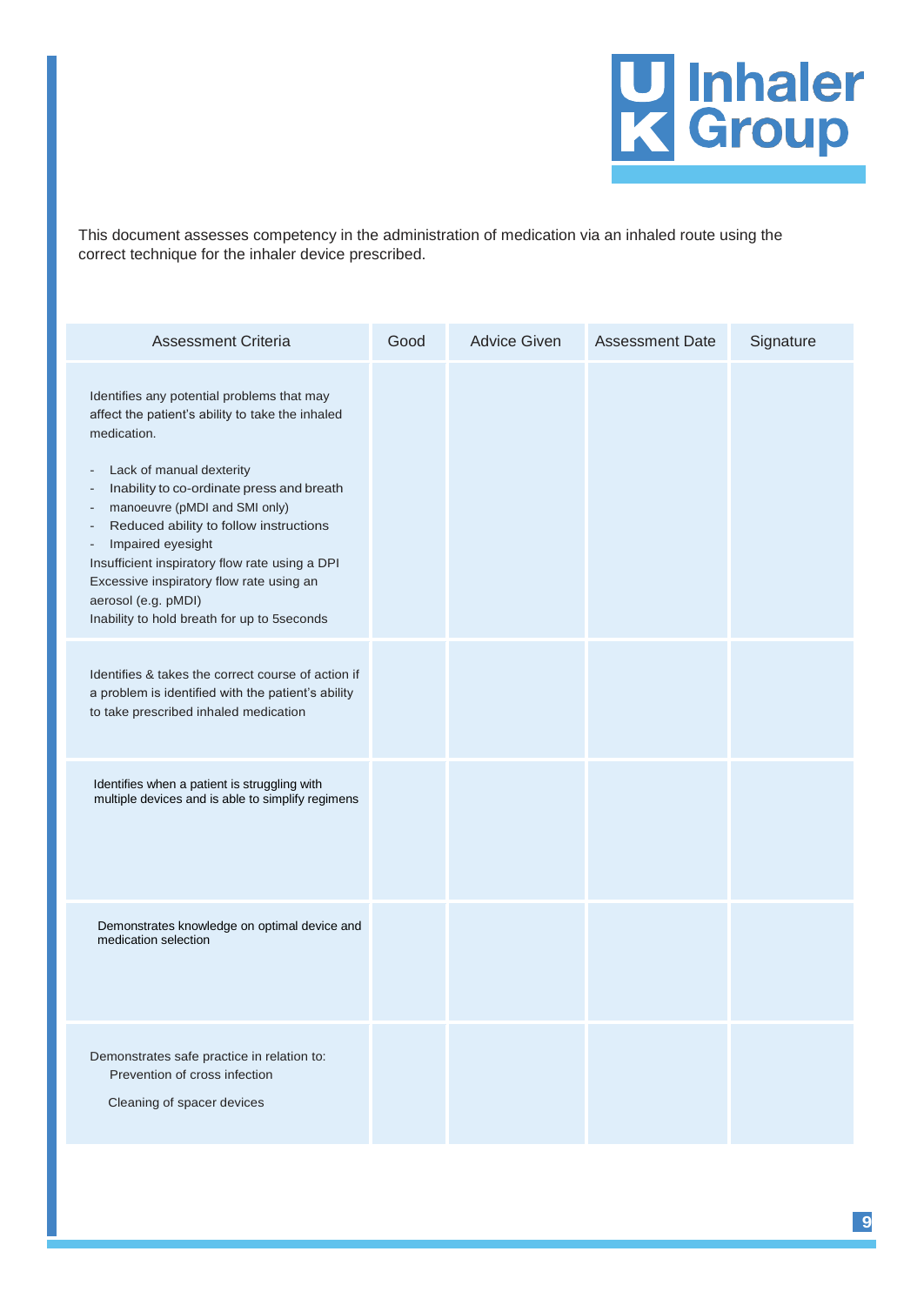This document assesses competency in the administration of medication via an inhaled route using the correct technique for the inhaler device prescribed.

| Assessment Criteria | Good | Advice Given | Assessment Date | Signature |
|---|---|---|---|---|
| Identifies any potential problems that may affect the patient's ability to take the inhaled medication.<br><br>- Lack of manual dexterity<br>- Inability to co-ordinate press and breath<br>- manoeuvre (pMDI and SMI only)<br>- Reduced ability to follow instructions<br>- Impaired eyesight<br>Insufficient inspiratory flow rate using a DPI<br>Excessive inspiratory flow rate using an aerosol (e.g. pMDI)<br>Inability to hold breath for up to 5seconds | | | | |
| Identifies & takes the correct course of action if a problem is identified with the patient's ability to take prescribed inhaled medication | | | | |
| Identifies when a patient is struggling with multiple devices and is able to simplify regimens | | | | |
| Demonstrates knowledge on optimal device and medication selection | | | | |
| Demonstrates safe practice in relation to:<br>Prevention of cross infection<br><br>Cleaning of spacer devices | | | | |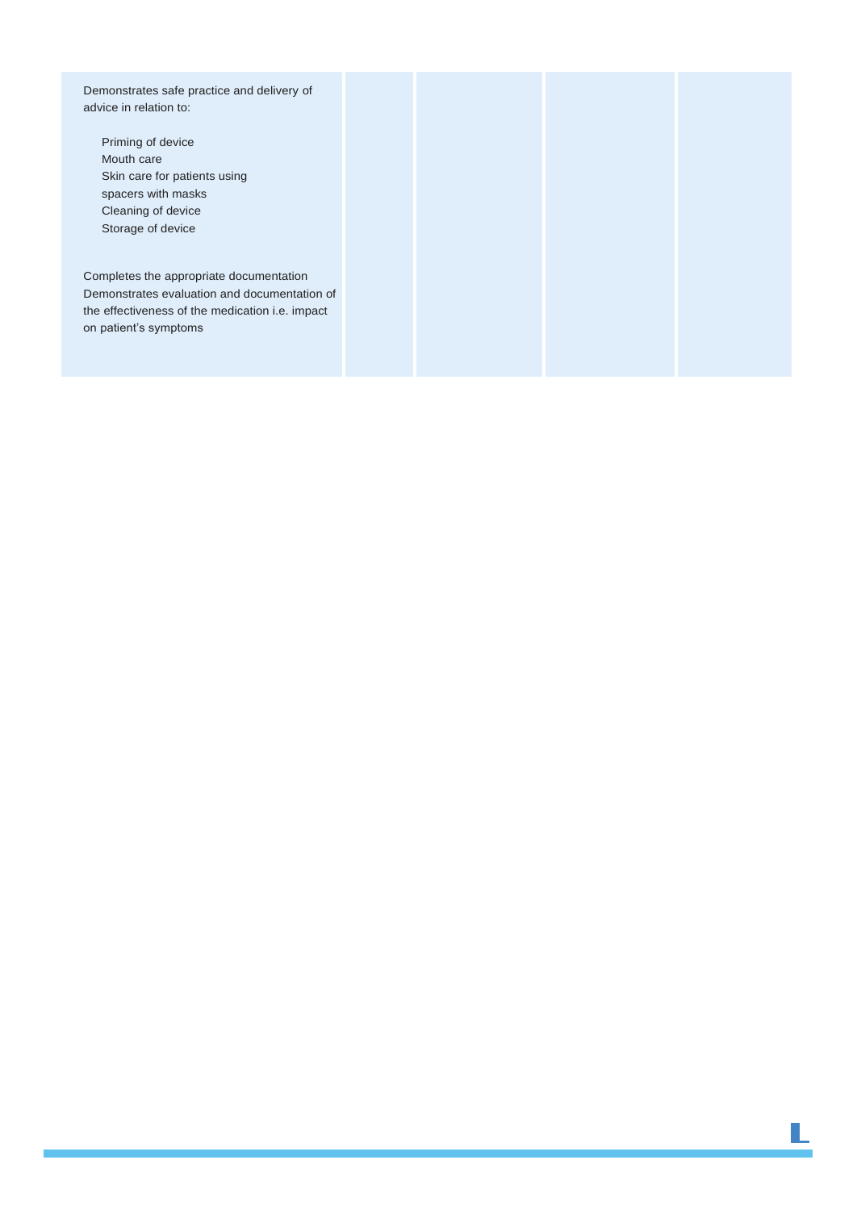| | | | | |
|---|---|---|---|---|
| Demonstrates safe practice and delivery of advice in relation to:<br><br>Priming of device<br>Mouth care<br>Skin care for patients using spacers with masks<br>Cleaning of device<br>Storage of device<br><br>Completes the appropriate documentation<br>Demonstrates evaluation and documentation of the effectiveness of the medication i.e. impact on patient's symptoms | | | | |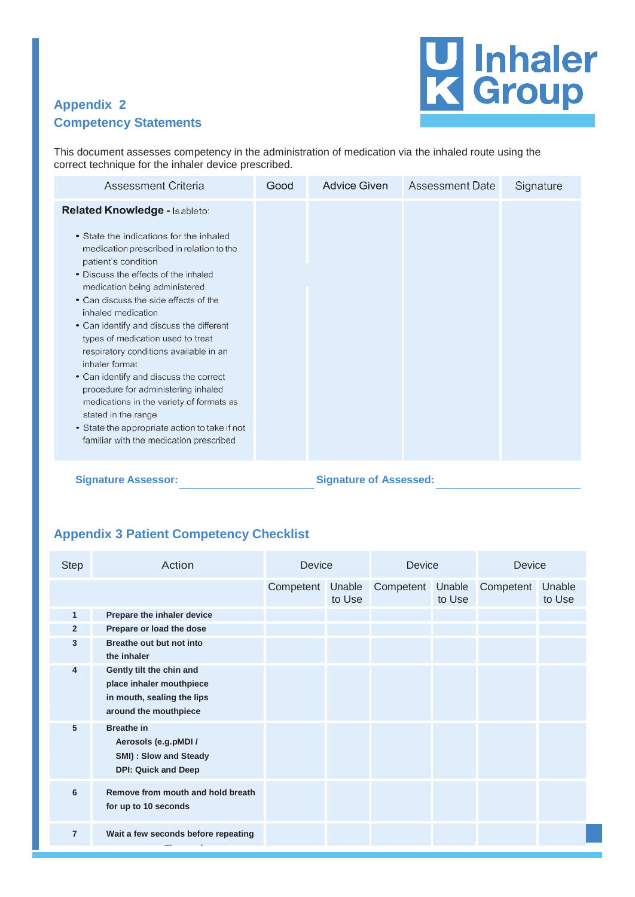## Appendix 2
## Competency Statements

This document assesses competency in the administration of medication via the inhaled route using the correct technique for the inhaler device prescribed.

| Assessment Criteria | Good | Advice Given | Assessment Date | Signature |
|---|---|---|---|---|
| **Related Knowledge -** Is able to:<br><br>• State the indications for the inhaled medication prescribed in relation to the patient's condition<br>• Discuss the effects of the inhaled medication being administered.<br>• Can discuss the side effects of the inhaled medication<br>• Can identify and discuss the different types of medication used to treat respiratory conditions available in an inhaler format<br>• Can identify and discuss the correct procedure for administering inhaled medications in the variety of formats as stated in the range<br>• State the appropriate action to take if not familiar with the medication prescribed | | | | |

**Signature Assessor:** ____________________ **Signature of Assessed:** ____________________

## Appendix 3 Patient Competency Checklist

| Step | Action | Device | | Device | | Device | |
|---|---|---|---|---|---|---|---|
| | | Competent | Unable to Use | Competent | Unable to Use | Competent | Unable to Use |
| 1 | **Prepare the inhaler device** | | | | | | |
| 2 | **Prepare or load the dose** | | | | | | |
| 3 | **Breathe out but not into the inhaler** | | | | | | |
| 4 | **Gently tilt the chin and place inhaler mouthpiece in mouth, sealing the lips around the mouthpiece** | | | | | | |
| 5 | **Breathe in**<br>**Aerosols (e.g.pMDI / SMI) : Slow and Steady**<br>**DPI: Quick and Deep** | | | | | | |
| 6 | **Remove from mouth and hold breath for up to 10 seconds** | | | | | | |
| 7 | **Wait a few seconds before repeating** | | | | | | |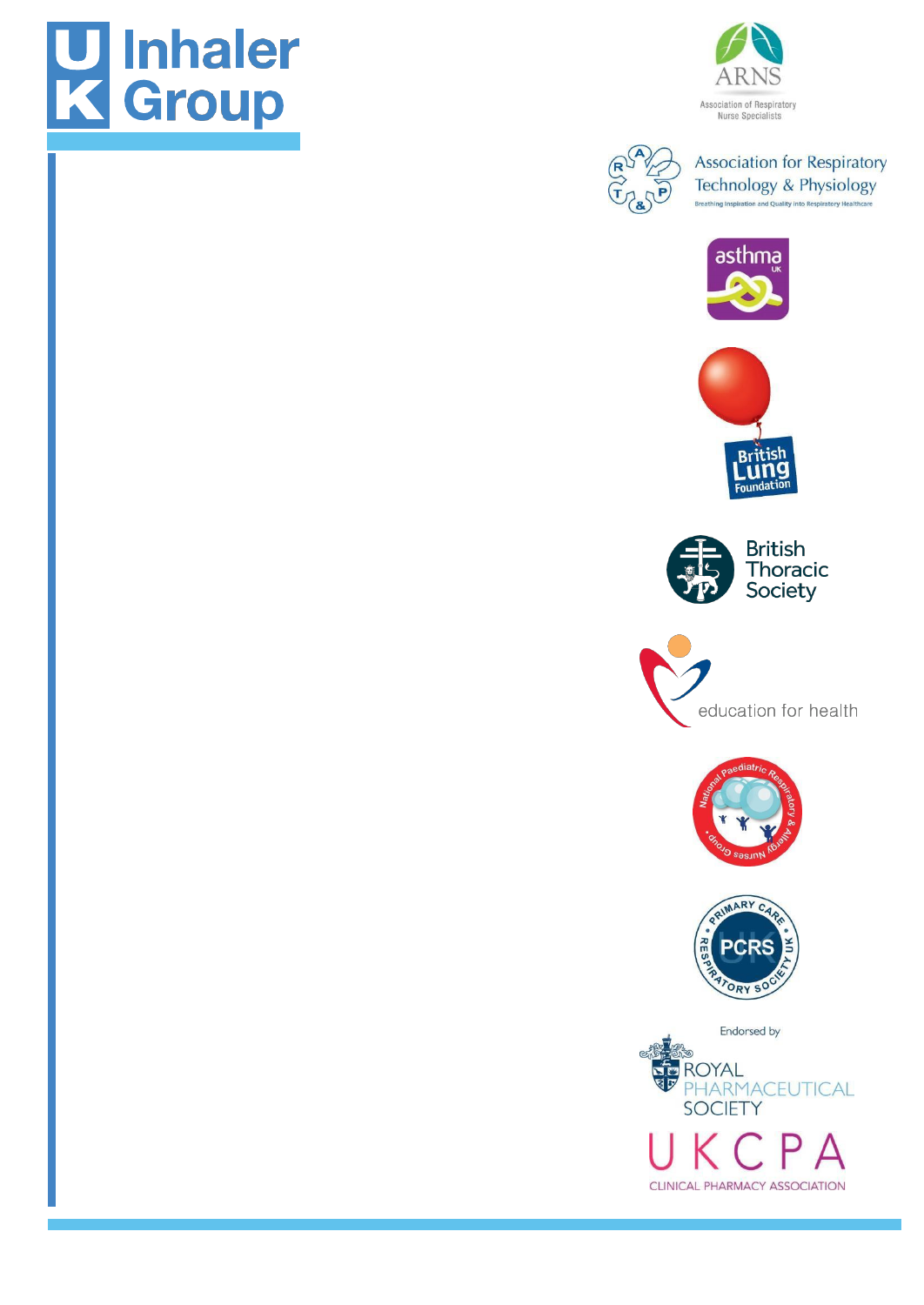UK Inhaler Group

ARNS

Association of Respiratory Nurse Specialists

Association for Respiratory Technology & Physiology

Breathing Inspiration and Quality into Respiratory Healthcare

asthma UK

British Lung Foundation

British Thoracic Society

education for health

National Paediatric Respiratory & Allergy Nurses Group

PCRS UK

Primary Care Respiratory Society UK

Endorsed by

ROYAL PHARMACEUTICAL SOCIETY

UKCPA

CLINICAL PHARMACY ASSOCIATION